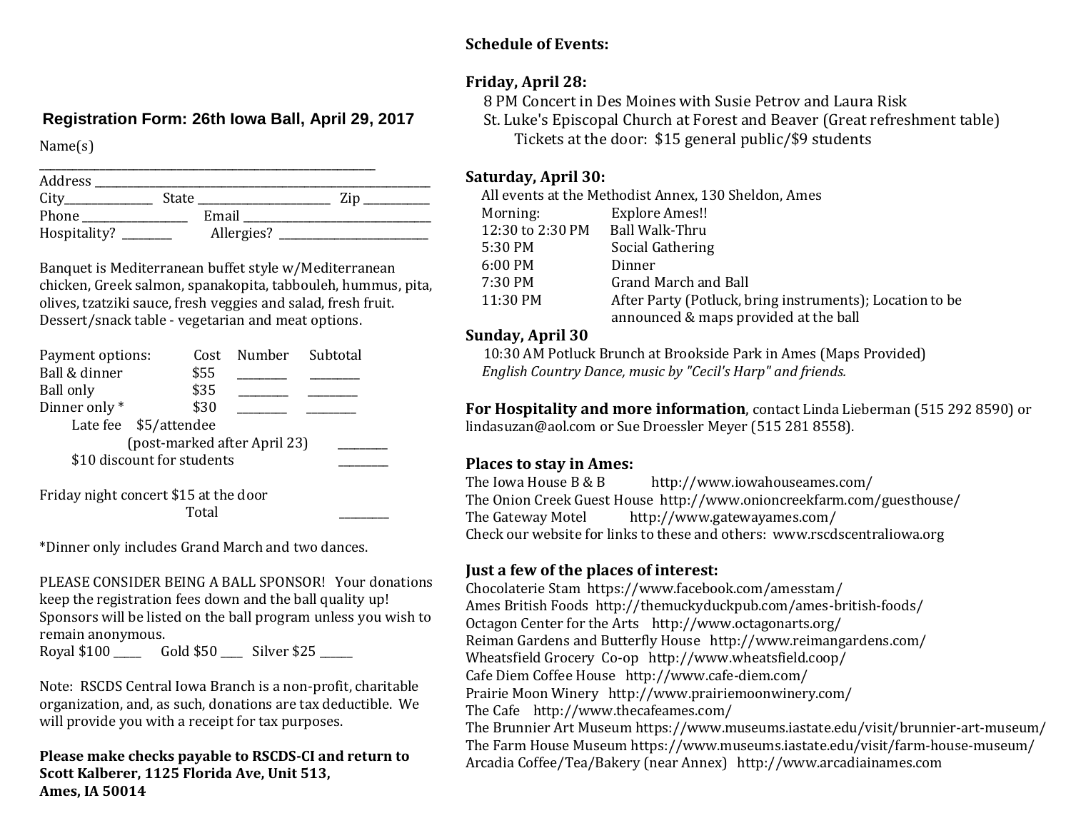## Registration Form: 26th Iowa Ball, April 29, 2017

Name(s) ___________________________________________________________

Address ___________________________________________________________

City_______________ State _______________________ Zip ___________

Phone __________________ Email _________________________________

Hospitality? _________ Allergies? ____________________________

Banquet is Mediterranean buffet style w/Mediterranean chicken, Greek salmon, spanakopita, tabbouleh, hummus, pita, olives, tzatziki sauce, fresh veggies and salad, fresh fruit. Dessert/snack table - vegetarian and meat options.

| Payment options: | Cost | Number | Subtotal |
|---|---|---|---|
| Ball & dinner | $55 | _________ | _________ |
| Ball only | $35 | _________ | _________ |
| Dinner only * | $30 | _________ | _________ |
| Late fee $5/attendee (post-marked after April 23) | | | _________ |
| $10 discount for students | | | _________ |
| Friday night concert $15 at the door | | | |
| Total | | | _________ |

*Dinner only includes Grand March and two dances.

PLEASE CONSIDER BEING A BALL SPONSOR! Your donations keep the registration fees down and the ball quality up! Sponsors will be listed on the ball program unless you wish to remain anonymous.

Royal $100 _____ Gold $50 ____ Silver $25 ______

Note: RSCDS Central Iowa Branch is a non-profit, charitable organization, and, as such, donations are tax deductible. We will provide you with a receipt for tax purposes.

**Please make checks payable to RSCDS-CI and return to Scott Kalberer, 1125 Florida Ave, Unit 513, Ames, IA 50014**

## Schedule of Events:

### Friday, April 28:

8 PM Concert in Des Moines with Susie Petrov and Laura Risk

St. Luke's Episcopal Church at Forest and Beaver (Great refreshment table)

Tickets at the door: $15 general public/$9 students

### Saturday, April 30:

All events at the Methodist Annex, 130 Sheldon, Ames

| | |
|---|---|
| Morning: | Explore Ames!! |
| 12:30 to 2:30 PM | Ball Walk-Thru |
| 5:30 PM | Social Gathering |
| 6:00 PM | Dinner |
| 7:30 PM | Grand March and Ball |
| 11:30 PM | After Party (Potluck, bring instruments); Location to be announced & maps provided at the ball |

### Sunday, April 30

10:30 AM Potluck Brunch at Brookside Park in Ames (Maps Provided)

*English Country Dance, music by "Cecil's Harp" and friends.*

**For Hospitality and more information**, contact Linda Lieberman (515 292 8590) or lindasuzan@aol.com or Sue Droessler Meyer (515 281 8558).

### Places to stay in Ames:

The Iowa House B & B http://www.iowahouseames.com/

The Onion Creek Guest House http://www.onioncreekfarm.com/guesthouse/

The Gateway Motel http://www.gatewayames.com/

Check our website for links to these and others: www.rscdscentraliowa.org

### Just a few of the places of interest:

Chocolaterie Stam https://www.facebook.com/amesstam/

Ames British Foods http://themuckyduckpub.com/ames-british-foods/

Octagon Center for the Arts http://www.octagonarts.org/

Reiman Gardens and Butterfly House http://www.reimangardens.com/

Wheatsfield Grocery Co-op http://www.wheatsfield.coop/

Cafe Diem Coffee House http://www.cafe-diem.com/

Prairie Moon Winery http://www.prairiemoonwinery.com/

The Cafe http://www.thecafeames.com/

The Brunnier Art Museum https://www.museums.iastate.edu/visit/brunnier-art-museum/

The Farm House Museum https://www.museums.iastate.edu/visit/farm-house-museum/

Arcadia Coffee/Tea/Bakery (near Annex) http://www.arcadiainames.com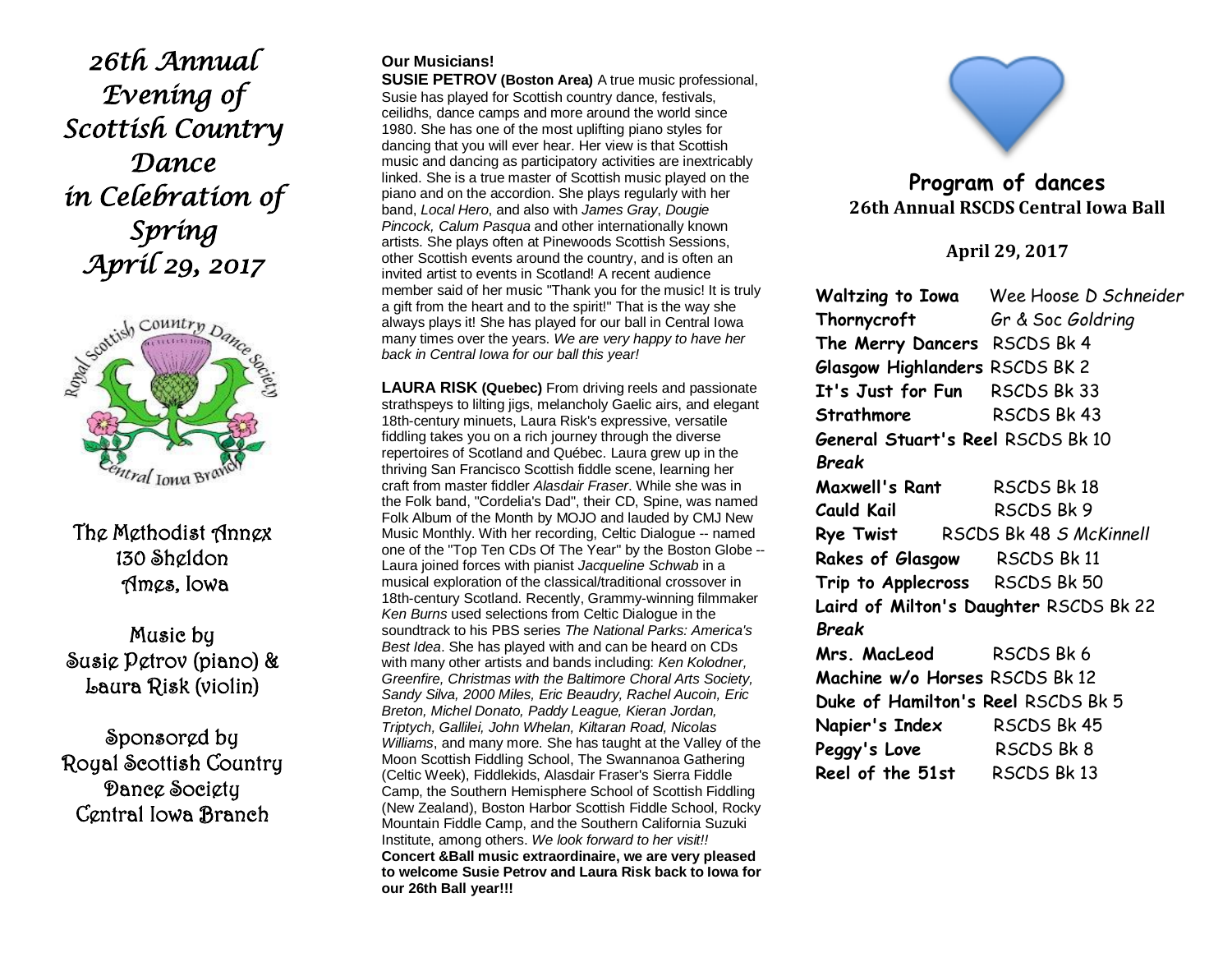# 26th Annual Evening of Scottish Country Dance in Celebration of Spring April 29, 2017

The Methodist Annex
130 Sheldon
Ames, Iowa

Music by
Susie Petrov (piano) &
Laura Risk (violin)

Sponsored by
Royal Scottish Country
Dance Society
Central Iowa Branch

**Our Musicians!**

**SUSIE PETROV (Boston Area)** A true music professional, Susie has played for Scottish country dance, festivals, ceilidhs, dance camps and more around the world since 1980. She has one of the most uplifting piano styles for dancing that you will ever hear. Her view is that Scottish music and dancing as participatory activities are inextricably linked. She is a true master of Scottish music played on the piano and on the accordion. She plays regularly with her band, *Local Hero*, and also with *James Gray*, *Dougie Pincock, Calum Pasqua* and other internationally known artists. She plays often at Pinewoods Scottish Sessions, other Scottish events around the country, and is often an invited artist to events in Scotland! A recent audience member said of her music "Thank you for the music! It is truly a gift from the heart and to the spirit!" That is the way she always plays it! She has played for our ball in Central Iowa many times over the years. *We are very happy to have her back in Central Iowa for our ball this year!*

**LAURA RISK (Quebec)** From driving reels and passionate strathspeys to lilting jigs, melancholy Gaelic airs, and elegant 18th-century minuets, Laura Risk's expressive, versatile fiddling takes you on a rich journey through the diverse repertoires of Scotland and Québec. Laura grew up in the thriving San Francisco Scottish fiddle scene, learning her craft from master fiddler *Alasdair Fraser*. While she was in the Folk band, "Cordelia's Dad", their CD, Spine, was named Folk Album of the Month by MOJO and lauded by CMJ New Music Monthly. With her recording, Celtic Dialogue -- named one of the "Top Ten CDs Of The Year" by the Boston Globe -- Laura joined forces with pianist *Jacqueline Schwab* in a musical exploration of the classical/traditional crossover in 18th-century Scotland. Recently, Grammy-winning filmmaker *Ken Burns* used selections from Celtic Dialogue in the soundtrack to his PBS series *The National Parks: America's Best Idea*. She has played with and can be heard on CDs with many other artists and bands including: *Ken Kolodner, Greenfire, Christmas with the Baltimore Choral Arts Society, Sandy Silva, 2000 Miles, Eric Beaudry, Rachel Aucoin, Eric Breton, Michel Donato, Paddy League, Kieran Jordan, Triptych, Gallilei, John Whelan, Kiltaran Road, Nicolas Williams*, and many more. She has taught at the Valley of the Moon Scottish Fiddling School, The Swannanoa Gathering (Celtic Week), Fiddlekids, Alasdair Fraser's Sierra Fiddle Camp, the Southern Hemisphere School of Scottish Fiddling (New Zealand), Boston Harbor Scottish Fiddle School, Rocky Mountain Fiddle Camp, and the Southern California Suzuki Institute, among others. *We look forward to her visit!!*

**Concert &Ball music extraordinaire, we are very pleased to welcome Susie Petrov and Laura Risk back to Iowa for our 26th Ball year!!!**

## Program of dances
### 26th Annual RSCDS Central Iowa Ball

**April 29, 2017**

**Waltzing to Iowa** Wee Hoose D *Schneider*
**Thornycroft** *Gr & Soc Goldring*
**The Merry Dancers** RSCDS Bk 4
**Glasgow Highlanders** RSCDS BK 2
**It's Just for Fun** RSCDS Bk 33
**Strathmore** RSCDS Bk 43
**General Stuart's Reel** RSCDS Bk 10
***Break***
**Maxwell's Rant** RSCDS Bk 18
**Cauld Kail** RSCDS Bk 9
**Rye Twist** RSCDS Bk 48 *S McKinnell*
**Rakes of Glasgow** RSCDS Bk 11
**Trip to Applecross** RSCDS Bk 50
**Laird of Milton's Daughter** RSCDS Bk 22
***Break***
**Mrs. MacLeod** RSCDS Bk 6
**Machine w/o Horses** RSCDS Bk 12
**Duke of Hamilton's Reel** RSCDS Bk 5
**Napier's Index** RSCDS Bk 45
**Peggy's Love** RSCDS Bk 8
**Reel of the 51st** RSCDS Bk 13